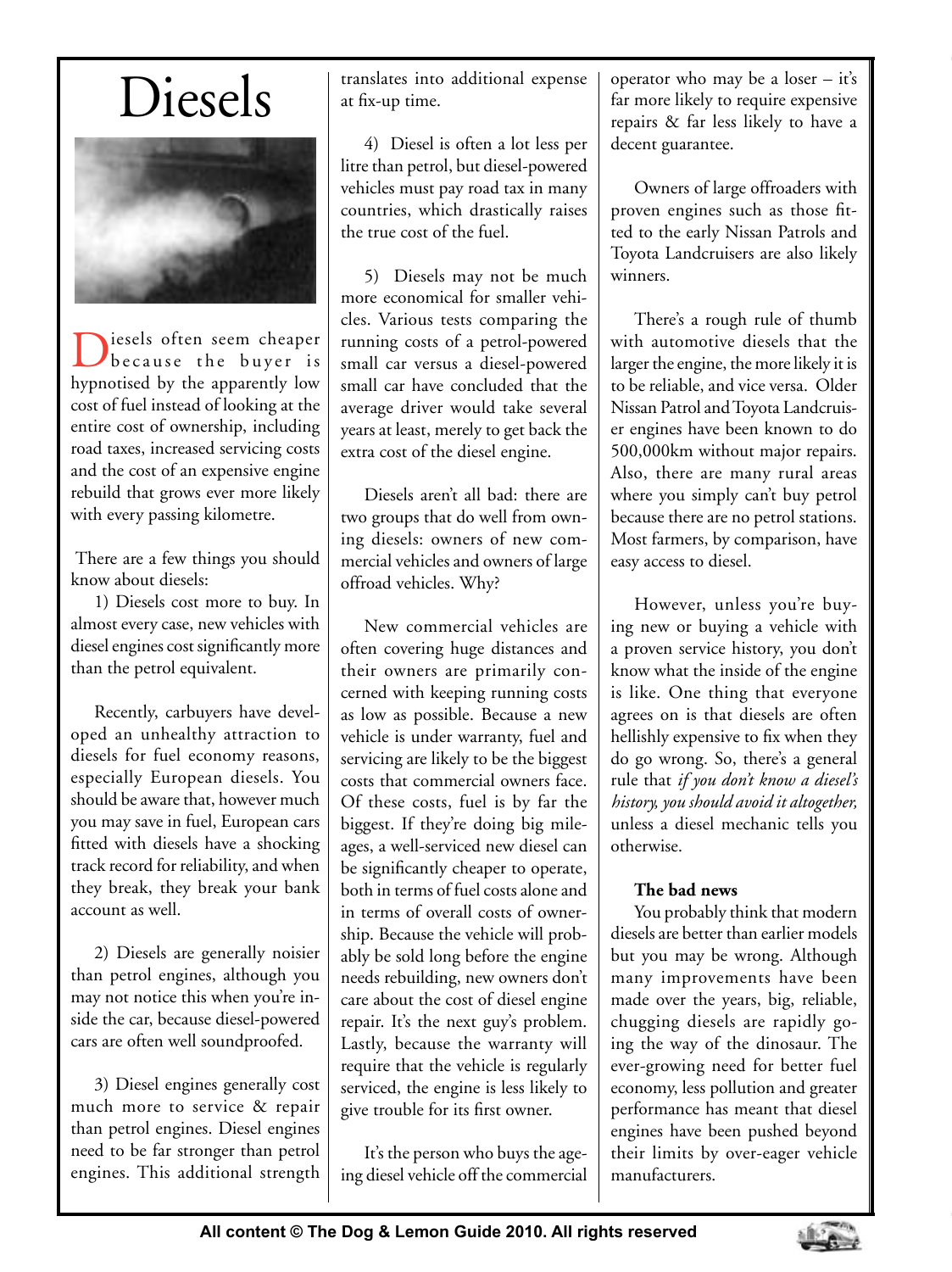# Diesels

Diesels often seem cheaper because the buyer is hypnotised by the apparently low cost of fuel instead of looking at the entire cost of ownership, including road taxes, increased servicing costs and the cost of an expensive engine rebuild that grows ever more likely with every passing kilometre.

There are a few things you should know about diesels:

1) Diesels cost more to buy. In almost every case, new vehicles with diesel engines cost significantly more than the petrol equivalent.

Recently, carbuyers have developed an unhealthy attraction to diesels for fuel economy reasons, especially European diesels. You should be aware that, however much you may save in fuel, European cars fitted with diesels have a shocking track record for reliability, and when they break, they break your bank account as well.

2) Diesels are generally noisier than petrol engines, although you may not notice this when you're inside the car, because diesel-powered cars are often well soundproofed.

3) Diesel engines generally cost much more to service & repair than petrol engines. Diesel engines need to be far stronger than petrol engines. This additional strength translates into additional expense at fix-up time.

4) Diesel is often a lot less per litre than petrol, but diesel-powered vehicles must pay road tax in many countries, which drastically raises the true cost of the fuel.

5) Diesels may not be much more economical for smaller vehicles. Various tests comparing the running costs of a petrol-powered small car versus a diesel-powered small car have concluded that the average driver would take several years at least, merely to get back the extra cost of the diesel engine.

Diesels aren't all bad: there are two groups that do well from owning diesels: owners of new commercial vehicles and owners of large offroad vehicles. Why?

New commercial vehicles are often covering huge distances and their owners are primarily concerned with keeping running costs as low as possible. Because a new vehicle is under warranty, fuel and servicing are likely to be the biggest costs that commercial owners face. Of these costs, fuel is by far the biggest. If they're doing big mileages, a well-serviced new diesel can be significantly cheaper to operate, both in terms of fuel costs alone and in terms of overall costs of ownership. Because the vehicle will probably be sold long before the engine needs rebuilding, new owners don't care about the cost of diesel engine repair. It's the next guy's problem. Lastly, because the warranty will require that the vehicle is regularly serviced, the engine is less likely to give trouble for its first owner.

It's the person who buys the ageing diesel vehicle off the commercial operator who may be a loser – it's far more likely to require expensive repairs & far less likely to have a decent guarantee.

Owners of large offroaders with proven engines such as those fitted to the early Nissan Patrols and Toyota Landcruisers are also likely winners.

There's a rough rule of thumb with automotive diesels that the larger the engine, the more likely it is to be reliable, and vice versa. Older Nissan Patrol and Toyota Landcruiser engines have been known to do 500,000km without major repairs. Also, there are many rural areas where you simply can't buy petrol because there are no petrol stations. Most farmers, by comparison, have easy access to diesel.

However, unless you're buying new or buying a vehicle with a proven service history, you don't know what the inside of the engine is like. One thing that everyone agrees on is that diesels are often hellishly expensive to fix when they do go wrong. So, there's a general rule that *if you don't know a diesel's history, you should avoid it altogether,* unless a diesel mechanic tells you otherwise.

**The bad news**

You probably think that modern diesels are better than earlier models but you may be wrong. Although many improvements have been made over the years, big, reliable, chugging diesels are rapidly going the way of the dinosaur. The ever-growing need for better fuel economy, less pollution and greater performance has meant that diesel engines have been pushed beyond their limits by over-eager vehicle manufacturers.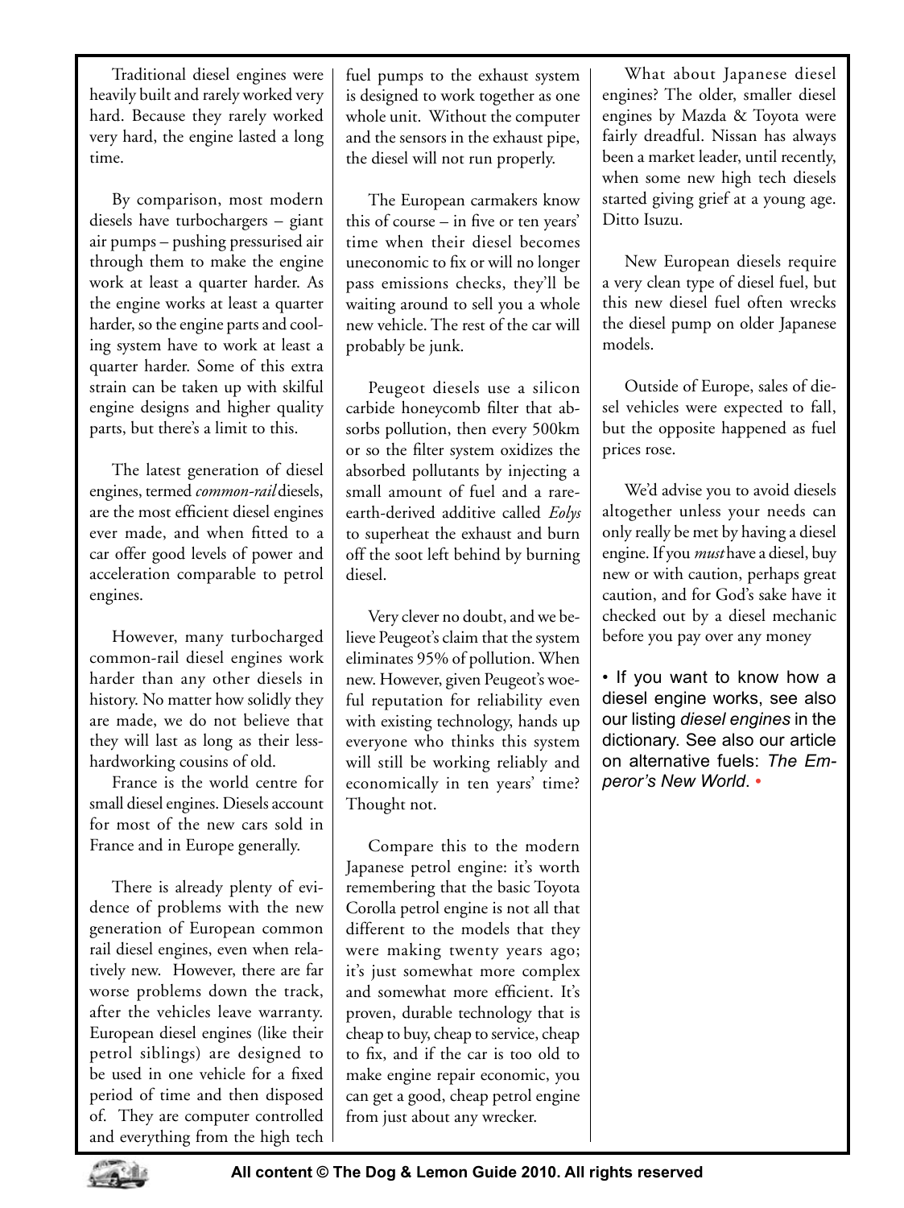Traditional diesel engines were heavily built and rarely worked very hard. Because they rarely worked very hard, the engine lasted a long time.

By comparison, most modern diesels have turbochargers – giant air pumps – pushing pressurised air through them to make the engine work at least a quarter harder. As the engine works at least a quarter harder, so the engine parts and cooling system have to work at least a quarter harder. Some of this extra strain can be taken up with skilful engine designs and higher quality parts, but there's a limit to this.

The latest generation of diesel engines, termed *common-rail* diesels, are the most efficient diesel engines ever made, and when fitted to a car offer good levels of power and acceleration comparable to petrol engines.

However, many turbocharged common-rail diesel engines work harder than any other diesels in history. No matter how solidly they are made, we do not believe that they will last as long as their less-hardworking cousins of old.

France is the world centre for small diesel engines. Diesels account for most of the new cars sold in France and in Europe generally.

There is already plenty of evidence of problems with the new generation of European common rail diesel engines, even when relatively new. However, there are far worse problems down the track, after the vehicles leave warranty. European diesel engines (like their petrol siblings) are designed to be used in one vehicle for a fixed period of time and then disposed of. They are computer controlled and everything from the high tech fuel pumps to the exhaust system is designed to work together as one whole unit. Without the computer and the sensors in the exhaust pipe, the diesel will not run properly.

The European carmakers know this of course – in five or ten years' time when their diesel becomes uneconomic to fix or will no longer pass emissions checks, they'll be waiting around to sell you a whole new vehicle. The rest of the car will probably be junk.

Peugeot diesels use a silicon carbide honeycomb filter that absorbs pollution, then every 500km or so the filter system oxidizes the absorbed pollutants by injecting a small amount of fuel and a rare-earth-derived additive called *Eolys* to superheat the exhaust and burn off the soot left behind by burning diesel.

Very clever no doubt, and we believe Peugeot's claim that the system eliminates 95% of pollution. When new. However, given Peugeot's woeful reputation for reliability even with existing technology, hands up everyone who thinks this system will still be working reliably and economically in ten years' time? Thought not.

Compare this to the modern Japanese petrol engine: it's worth remembering that the basic Toyota Corolla petrol engine is not all that different to the models that they were making twenty years ago; it's just somewhat more complex and somewhat more efficient. It's proven, durable technology that is cheap to buy, cheap to service, cheap to fix, and if the car is too old to make engine repair economic, you can get a good, cheap petrol engine from just about any wrecker.

What about Japanese diesel engines? The older, smaller diesel engines by Mazda & Toyota were fairly dreadful. Nissan has always been a market leader, until recently, when some new high tech diesels started giving grief at a young age. Ditto Isuzu.

New European diesels require a very clean type of diesel fuel, but this new diesel fuel often wrecks the diesel pump on older Japanese models.

Outside of Europe, sales of diesel vehicles were expected to fall, but the opposite happened as fuel prices rose.

We'd advise you to avoid diesels altogether unless your needs can only really be met by having a diesel engine. If you *must* have a diesel, buy new or with caution, perhaps great caution, and for God's sake have it checked out by a diesel mechanic before you pay over any money

• If you want to know how a diesel engine works, see also our listing *diesel engines* in the dictionary. See also our article on alternative fuels: *The Emperor's New World*. •